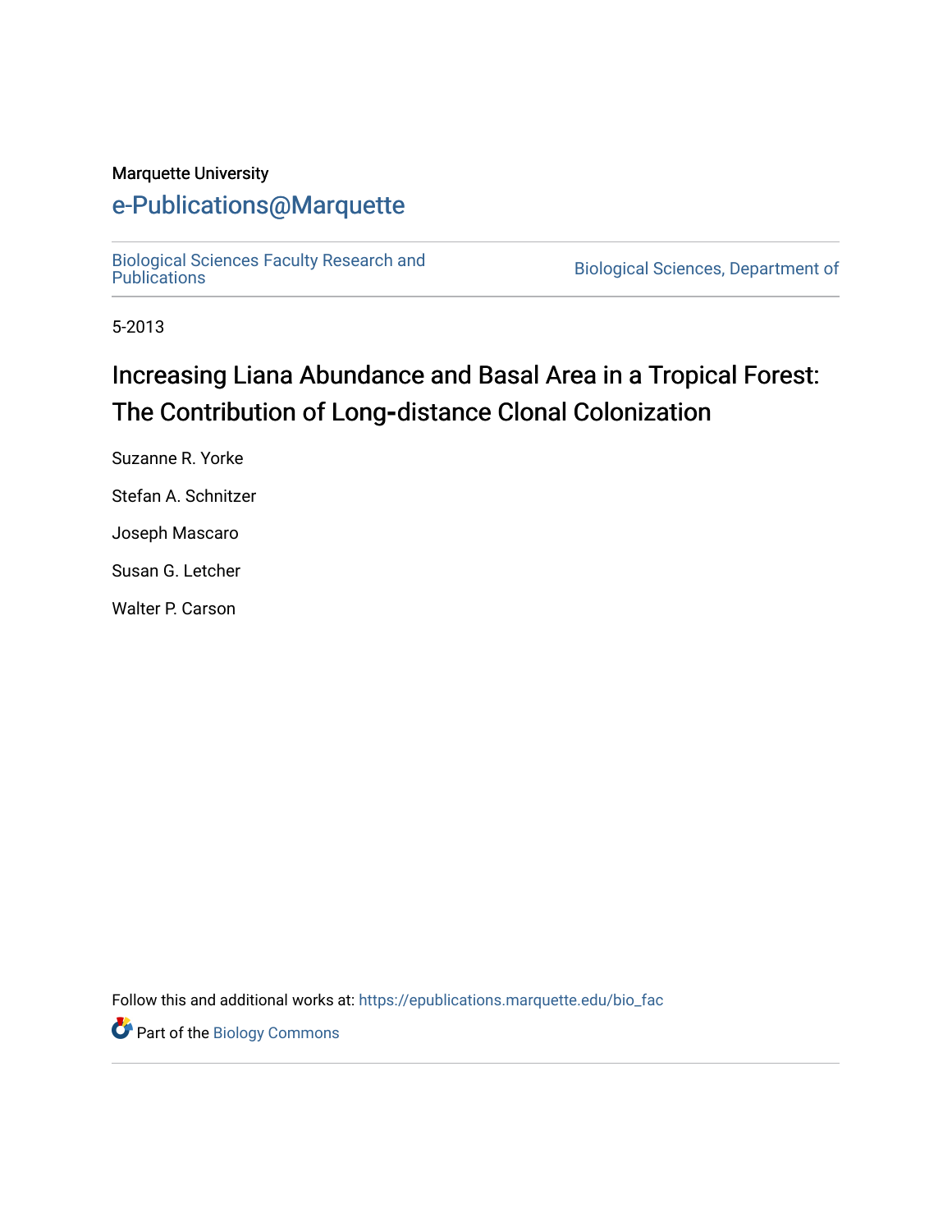Marquette University

# e-Publications@Marquette

Biological Sciences Faculty Research and Publications

Biological Sciences, Department of

5-2013

# Increasing Liana Abundance and Basal Area in a Tropical Forest: The Contribution of Long-distance Clonal Colonization

Suzanne R. Yorke

Stefan A. Schnitzer

Joseph Mascaro

Susan G. Letcher

Walter P. Carson

Follow this and additional works at: https://epublications.marquette.edu/bio_fac

Part of the Biology Commons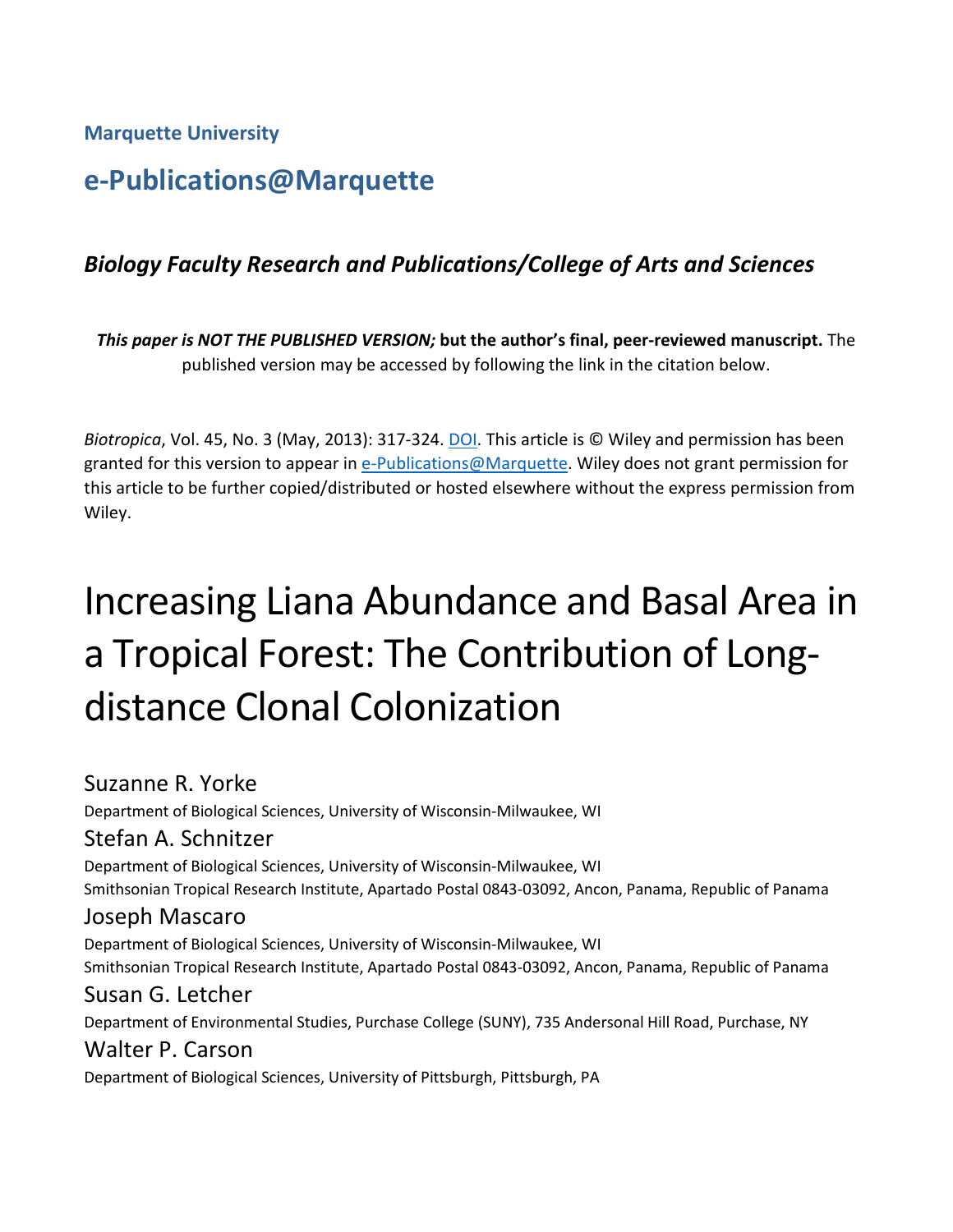**Marquette University**

## e-Publications@Marquette

### *Biology Faculty Research and Publications/College of Arts and Sciences*

***This paper is NOT THE PUBLISHED VERSION;* but the author's final, peer-reviewed manuscript.** The published version may be accessed by following the link in the citation below.

*Biotropica*, Vol. 45, No. 3 (May, 2013): 317-324. DOI. This article is © Wiley and permission has been granted for this version to appear in e-Publications@Marquette. Wiley does not grant permission for this article to be further copied/distributed or hosted elsewhere without the express permission from Wiley.

# Increasing Liana Abundance and Basal Area in a Tropical Forest: The Contribution of Long-distance Clonal Colonization

Suzanne R. Yorke
Department of Biological Sciences, University of Wisconsin-Milwaukee, WI

Stefan A. Schnitzer
Department of Biological Sciences, University of Wisconsin-Milwaukee, WI
Smithsonian Tropical Research Institute, Apartado Postal 0843-03092, Ancon, Panama, Republic of Panama

Joseph Mascaro
Department of Biological Sciences, University of Wisconsin-Milwaukee, WI
Smithsonian Tropical Research Institute, Apartado Postal 0843-03092, Ancon, Panama, Republic of Panama

Susan G. Letcher
Department of Environmental Studies, Purchase College (SUNY), 735 Andersonal Hill Road, Purchase, NY

Walter P. Carson
Department of Biological Sciences, University of Pittsburgh, Pittsburgh, PA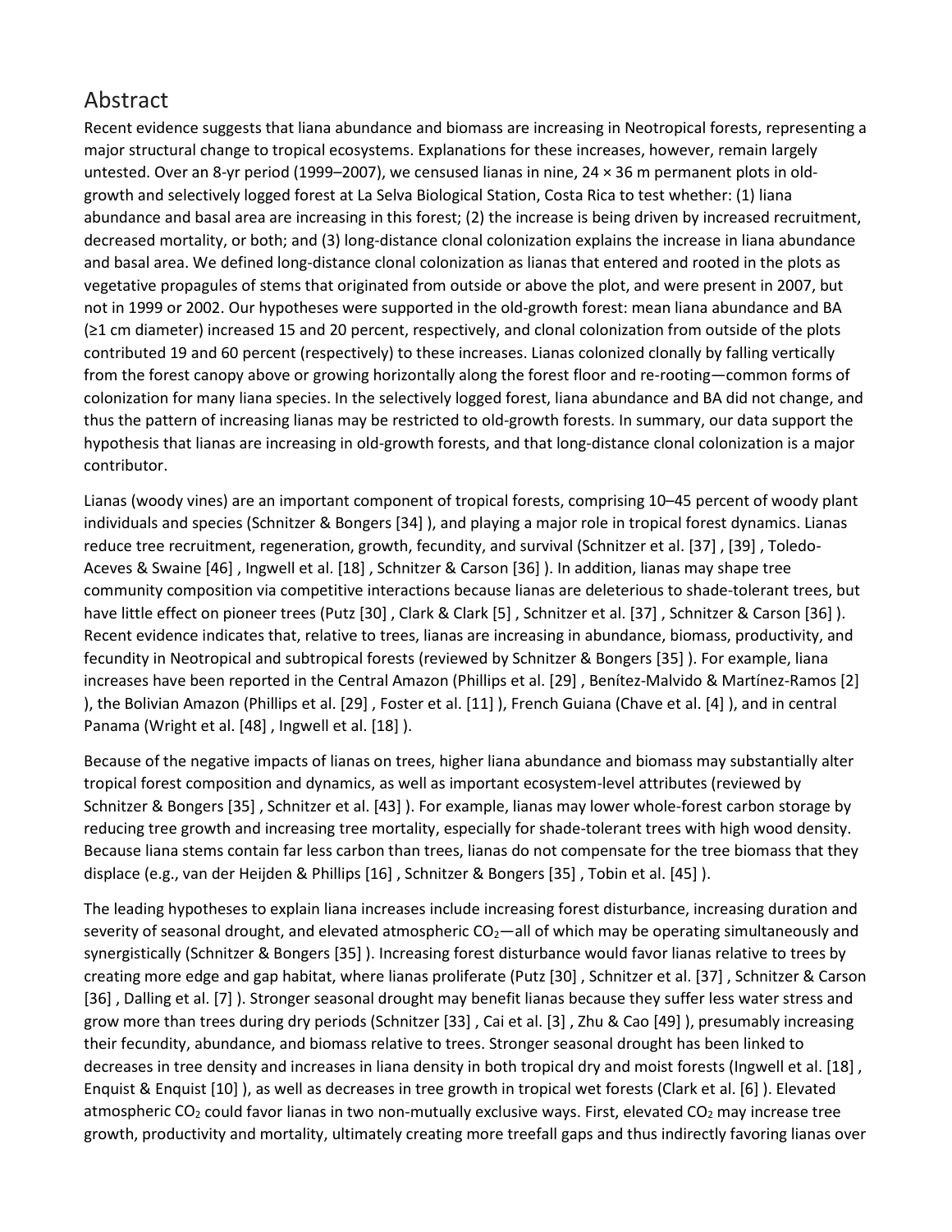## Abstract

Recent evidence suggests that liana abundance and biomass are increasing in Neotropical forests, representing a major structural change to tropical ecosystems. Explanations for these increases, however, remain largely untested. Over an 8-yr period (1999–2007), we censused lianas in nine, 24 × 36 m permanent plots in old-growth and selectively logged forest at La Selva Biological Station, Costa Rica to test whether: (1) liana abundance and basal area are increasing in this forest; (2) the increase is being driven by increased recruitment, decreased mortality, or both; and (3) long-distance clonal colonization explains the increase in liana abundance and basal area. We defined long-distance clonal colonization as lianas that entered and rooted in the plots as vegetative propagules of stems that originated from outside or above the plot, and were present in 2007, but not in 1999 or 2002. Our hypotheses were supported in the old-growth forest: mean liana abundance and BA (≥1 cm diameter) increased 15 and 20 percent, respectively, and clonal colonization from outside of the plots contributed 19 and 60 percent (respectively) to these increases. Lianas colonized clonally by falling vertically from the forest canopy above or growing horizontally along the forest floor and re-rooting—common forms of colonization for many liana species. In the selectively logged forest, liana abundance and BA did not change, and thus the pattern of increasing lianas may be restricted to old-growth forests. In summary, our data support the hypothesis that lianas are increasing in old-growth forests, and that long-distance clonal colonization is a major contributor.

Lianas (woody vines) are an important component of tropical forests, comprising 10–45 percent of woody plant individuals and species (Schnitzer & Bongers [34] ), and playing a major role in tropical forest dynamics. Lianas reduce tree recruitment, regeneration, growth, fecundity, and survival (Schnitzer et al. [37] , [39] , Toledo-Aceves & Swaine [46] , Ingwell et al. [18] , Schnitzer & Carson [36] ). In addition, lianas may shape tree community composition via competitive interactions because lianas are deleterious to shade-tolerant trees, but have little effect on pioneer trees (Putz [30] , Clark & Clark [5] , Schnitzer et al. [37] , Schnitzer & Carson [36] ). Recent evidence indicates that, relative to trees, lianas are increasing in abundance, biomass, productivity, and fecundity in Neotropical and subtropical forests (reviewed by Schnitzer & Bongers [35] ). For example, liana increases have been reported in the Central Amazon (Phillips et al. [29] , Benítez-Malvido & Martínez-Ramos [2] ), the Bolivian Amazon (Phillips et al. [29] , Foster et al. [11] ), French Guiana (Chave et al. [4] ), and in central Panama (Wright et al. [48] , Ingwell et al. [18] ).

Because of the negative impacts of lianas on trees, higher liana abundance and biomass may substantially alter tropical forest composition and dynamics, as well as important ecosystem-level attributes (reviewed by Schnitzer & Bongers [35] , Schnitzer et al. [43] ). For example, lianas may lower whole-forest carbon storage by reducing tree growth and increasing tree mortality, especially for shade-tolerant trees with high wood density. Because liana stems contain far less carbon than trees, lianas do not compensate for the tree biomass that they displace (e.g., van der Heijden & Phillips [16] , Schnitzer & Bongers [35] , Tobin et al. [45] ).

The leading hypotheses to explain liana increases include increasing forest disturbance, increasing duration and severity of seasonal drought, and elevated atmospheric $CO_2$—all of which may be operating simultaneously and synergistically (Schnitzer & Bongers [35] ). Increasing forest disturbance would favor lianas relative to trees by creating more edge and gap habitat, where lianas proliferate (Putz [30] , Schnitzer et al. [37] , Schnitzer & Carson [36] , Dalling et al. [7] ). Stronger seasonal drought may benefit lianas because they suffer less water stress and grow more than trees during dry periods (Schnitzer [33] , Cai et al. [3] , Zhu & Cao [49] ), presumably increasing their fecundity, abundance, and biomass relative to trees. Stronger seasonal drought has been linked to decreases in tree density and increases in liana density in both tropical dry and moist forests (Ingwell et al. [18] , Enquist & Enquist [10] ), as well as decreases in tree growth in tropical wet forests (Clark et al. [6] ). Elevated atmospheric $CO_2$ could favor lianas in two non-mutually exclusive ways. First, elevated $CO_2$ may increase tree growth, productivity and mortality, ultimately creating more treefall gaps and thus indirectly favoring lianas over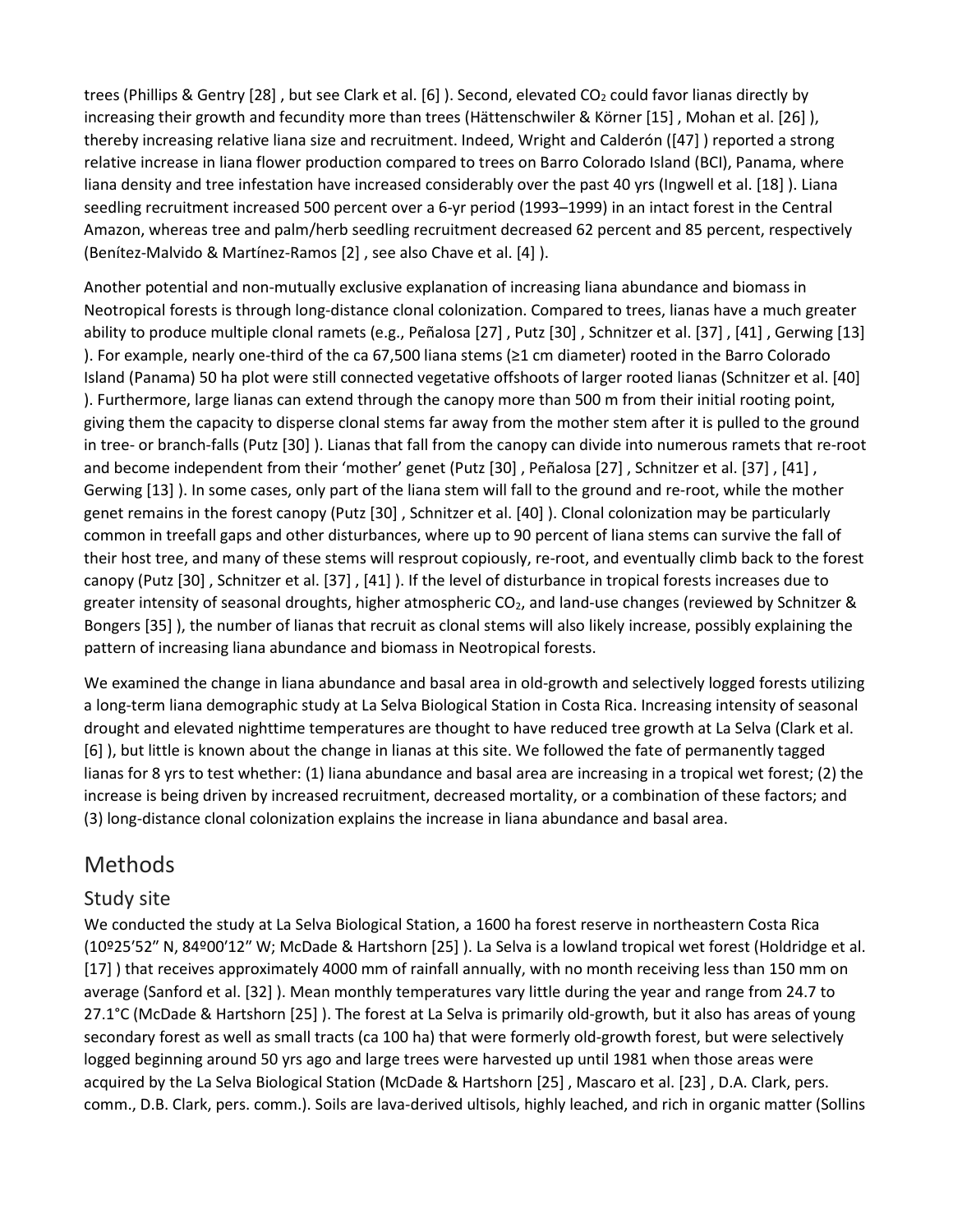trees (Phillips & Gentry [28] , but see Clark et al. [6] ). Second, elevated $CO_2$ could favor lianas directly by increasing their growth and fecundity more than trees (Hättenschwiler & Körner [15] , Mohan et al. [26] ), thereby increasing relative liana size and recruitment. Indeed, Wright and Calderón ([47] ) reported a strong relative increase in liana flower production compared to trees on Barro Colorado Island (BCI), Panama, where liana density and tree infestation have increased considerably over the past 40 yrs (Ingwell et al. [18] ). Liana seedling recruitment increased 500 percent over a 6-yr period (1993–1999) in an intact forest in the Central Amazon, whereas tree and palm/herb seedling recruitment decreased 62 percent and 85 percent, respectively (Benítez-Malvido & Martínez-Ramos [2] , see also Chave et al. [4] ).

Another potential and non-mutually exclusive explanation of increasing liana abundance and biomass in Neotropical forests is through long-distance clonal colonization. Compared to trees, lianas have a much greater ability to produce multiple clonal ramets (e.g., Peñalosa [27] , Putz [30] , Schnitzer et al. [37] , [41] , Gerwing [13] ). For example, nearly one-third of the ca 67,500 liana stems (≥1 cm diameter) rooted in the Barro Colorado Island (Panama) 50 ha plot were still connected vegetative offshoots of larger rooted lianas (Schnitzer et al. [40] ). Furthermore, large lianas can extend through the canopy more than 500 m from their initial rooting point, giving them the capacity to disperse clonal stems far away from the mother stem after it is pulled to the ground in tree- or branch-falls (Putz [30] ). Lianas that fall from the canopy can divide into numerous ramets that re-root and become independent from their 'mother' genet (Putz [30] , Peñalosa [27] , Schnitzer et al. [37] , [41] , Gerwing [13] ). In some cases, only part of the liana stem will fall to the ground and re-root, while the mother genet remains in the forest canopy (Putz [30] , Schnitzer et al. [40] ). Clonal colonization may be particularly common in treefall gaps and other disturbances, where up to 90 percent of liana stems can survive the fall of their host tree, and many of these stems will resprout copiously, re-root, and eventually climb back to the forest canopy (Putz [30] , Schnitzer et al. [37] , [41] ). If the level of disturbance in tropical forests increases due to greater intensity of seasonal droughts, higher atmospheric $CO_2$, and land-use changes (reviewed by Schnitzer & Bongers [35] ), the number of lianas that recruit as clonal stems will also likely increase, possibly explaining the pattern of increasing liana abundance and biomass in Neotropical forests.

We examined the change in liana abundance and basal area in old-growth and selectively logged forests utilizing a long-term liana demographic study at La Selva Biological Station in Costa Rica. Increasing intensity of seasonal drought and elevated nighttime temperatures are thought to have reduced tree growth at La Selva (Clark et al. [6] ), but little is known about the change in lianas at this site. We followed the fate of permanently tagged lianas for 8 yrs to test whether: (1) liana abundance and basal area are increasing in a tropical wet forest; (2) the increase is being driven by increased recruitment, decreased mortality, or a combination of these factors; and (3) long-distance clonal colonization explains the increase in liana abundance and basal area.

## Methods

### Study site

We conducted the study at La Selva Biological Station, a 1600 ha forest reserve in northeastern Costa Rica (10º25′52″ N, 84º00′12″ W; McDade & Hartshorn [25] ). La Selva is a lowland tropical wet forest (Holdridge et al. [17] ) that receives approximately 4000 mm of rainfall annually, with no month receiving less than 150 mm on average (Sanford et al. [32] ). Mean monthly temperatures vary little during the year and range from 24.7 to 27.1°C (McDade & Hartshorn [25] ). The forest at La Selva is primarily old-growth, but it also has areas of young secondary forest as well as small tracts (ca 100 ha) that were formerly old-growth forest, but were selectively logged beginning around 50 yrs ago and large trees were harvested up until 1981 when those areas were acquired by the La Selva Biological Station (McDade & Hartshorn [25] , Mascaro et al. [23] , D.A. Clark, pers. comm., D.B. Clark, pers. comm.). Soils are lava-derived ultisols, highly leached, and rich in organic matter (Sollins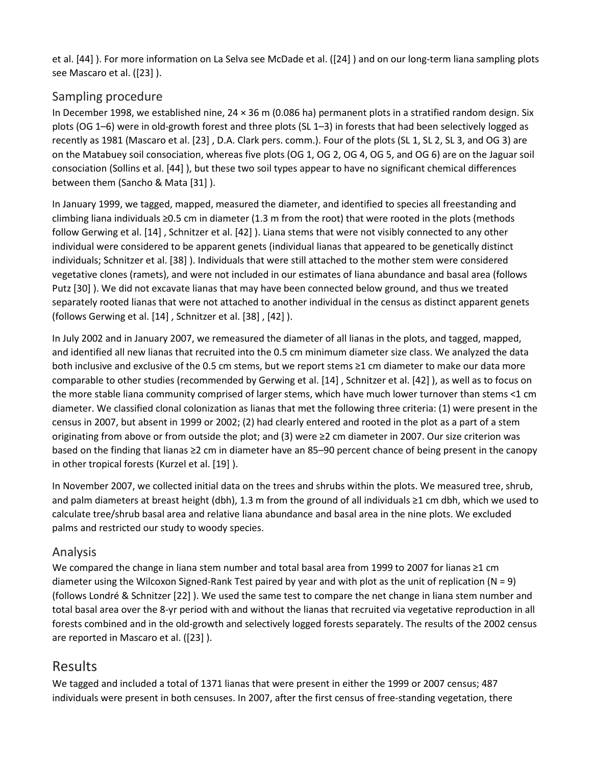et al. [44] ). For more information on La Selva see McDade et al. ([24] ) and on our long-term liana sampling plots see Mascaro et al. ([23] ).

## Sampling procedure

In December 1998, we established nine, 24 × 36 m (0.086 ha) permanent plots in a stratified random design. Six plots (OG 1–6) were in old-growth forest and three plots (SL 1–3) in forests that had been selectively logged as recently as 1981 (Mascaro et al. [23] , D.A. Clark pers. comm.). Four of the plots (SL 1, SL 2, SL 3, and OG 3) are on the Matabuey soil consociation, whereas five plots (OG 1, OG 2, OG 4, OG 5, and OG 6) are on the Jaguar soil consociation (Sollins et al. [44] ), but these two soil types appear to have no significant chemical differences between them (Sancho & Mata [31] ).

In January 1999, we tagged, mapped, measured the diameter, and identified to species all freestanding and climbing liana individuals ≥0.5 cm in diameter (1.3 m from the root) that were rooted in the plots (methods follow Gerwing et al. [14] , Schnitzer et al. [42] ). Liana stems that were not visibly connected to any other individual were considered to be apparent genets (individual lianas that appeared to be genetically distinct individuals; Schnitzer et al. [38] ). Individuals that were still attached to the mother stem were considered vegetative clones (ramets), and were not included in our estimates of liana abundance and basal area (follows Putz [30] ). We did not excavate lianas that may have been connected below ground, and thus we treated separately rooted lianas that were not attached to another individual in the census as distinct apparent genets (follows Gerwing et al. [14] , Schnitzer et al. [38] , [42] ).

In July 2002 and in January 2007, we remeasured the diameter of all lianas in the plots, and tagged, mapped, and identified all new lianas that recruited into the 0.5 cm minimum diameter size class. We analyzed the data both inclusive and exclusive of the 0.5 cm stems, but we report stems ≥1 cm diameter to make our data more comparable to other studies (recommended by Gerwing et al. [14] , Schnitzer et al. [42] ), as well as to focus on the more stable liana community comprised of larger stems, which have much lower turnover than stems <1 cm diameter. We classified clonal colonization as lianas that met the following three criteria: (1) were present in the census in 2007, but absent in 1999 or 2002; (2) had clearly entered and rooted in the plot as a part of a stem originating from above or from outside the plot; and (3) were ≥2 cm diameter in 2007. Our size criterion was based on the finding that lianas ≥2 cm in diameter have an 85–90 percent chance of being present in the canopy in other tropical forests (Kurzel et al. [19] ).

In November 2007, we collected initial data on the trees and shrubs within the plots. We measured tree, shrub, and palm diameters at breast height (dbh), 1.3 m from the ground of all individuals ≥1 cm dbh, which we used to calculate tree/shrub basal area and relative liana abundance and basal area in the nine plots. We excluded palms and restricted our study to woody species.

## Analysis

We compared the change in liana stem number and total basal area from 1999 to 2007 for lianas ≥1 cm diameter using the Wilcoxon Signed-Rank Test paired by year and with plot as the unit of replication ($N = 9$) (follows Londré & Schnitzer [22] ). We used the same test to compare the net change in liana stem number and total basal area over the 8-yr period with and without the lianas that recruited via vegetative reproduction in all forests combined and in the old-growth and selectively logged forests separately. The results of the 2002 census are reported in Mascaro et al. ([23] ).

# Results

We tagged and included a total of 1371 lianas that were present in either the 1999 or 2007 census; 487 individuals were present in both censuses. In 2007, after the first census of free-standing vegetation, there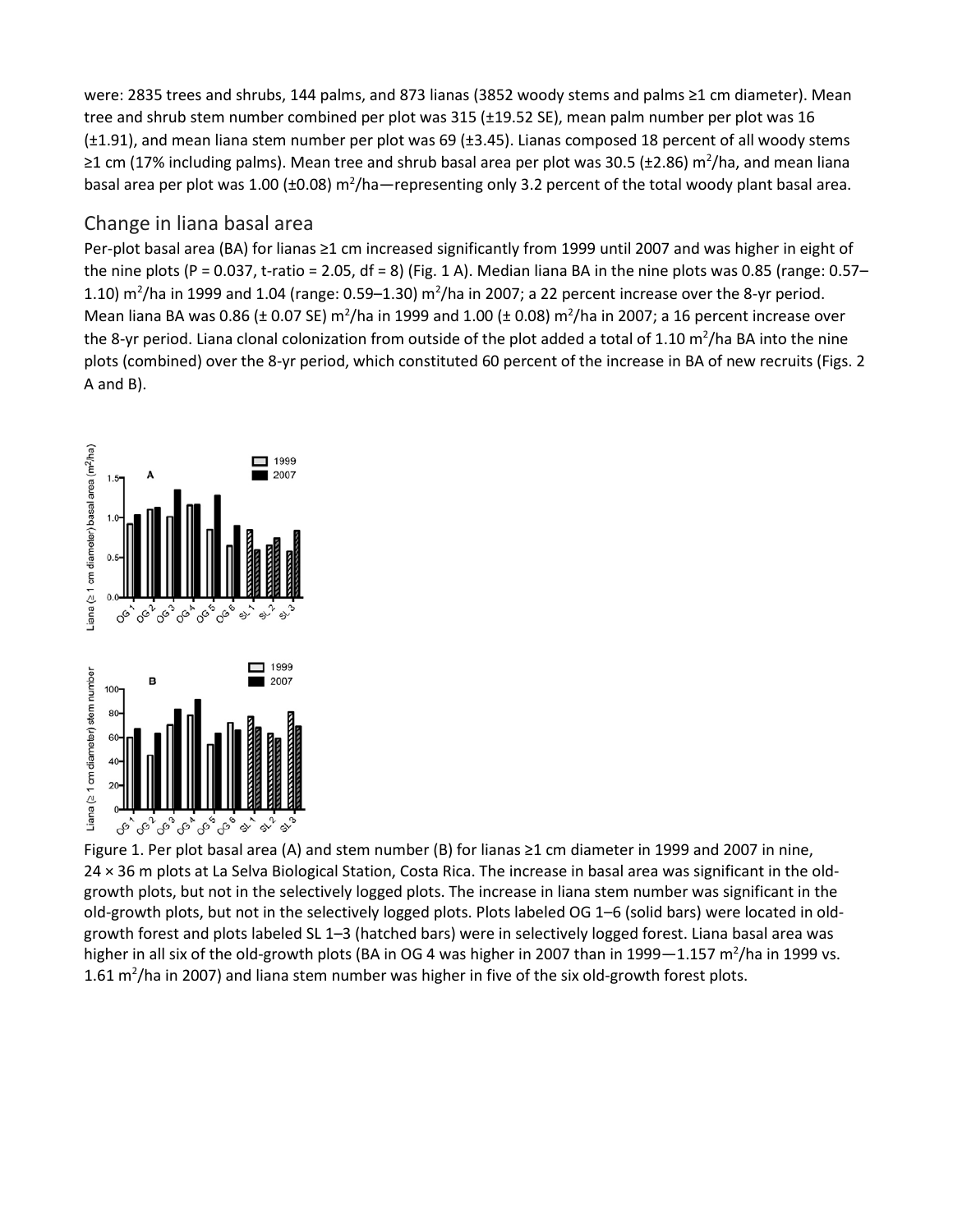were: 2835 trees and shrubs, 144 palms, and 873 lianas (3852 woody stems and palms ≥1 cm diameter). Mean tree and shrub stem number combined per plot was 315 (±19.52 SE), mean palm number per plot was 16 (±1.91), and mean liana stem number per plot was 69 (±3.45). Lianas composed 18 percent of all woody stems ≥1 cm (17% including palms). Mean tree and shrub basal area per plot was 30.5 (±2.86) $m^2$/ha, and mean liana basal area per plot was 1.00 (±0.08) $m^2$/ha—representing only 3.2 percent of the total woody plant basal area.

## Change in liana basal area

Per-plot basal area (BA) for lianas ≥1 cm increased significantly from 1999 until 2007 and was higher in eight of the nine plots ($P = 0.037$, t-ratio = 2.05, df = 8) (Fig. 1 A). Median liana BA in the nine plots was 0.85 (range: 0.57–1.10) $m^2$/ha in 1999 and 1.04 (range: 0.59–1.30) $m^2$/ha in 2007; a 22 percent increase over the 8-yr period. Mean liana BA was 0.86 (± 0.07 SE) $m^2$/ha in 1999 and 1.00 (± 0.08) $m^2$/ha in 2007; a 16 percent increase over the 8-yr period. Liana clonal colonization from outside of the plot added a total of 1.10 $m^2$/ha BA into the nine plots (combined) over the 8-yr period, which constituted 60 percent of the increase in BA of new recruits (Figs. 2 A and B).

Figure 1. Per plot basal area (A) and stem number (B) for lianas ≥1 cm diameter in 1999 and 2007 in nine, 24 × 36 m plots at La Selva Biological Station, Costa Rica. The increase in basal area was significant in the old-growth plots, but not in the selectively logged plots. The increase in liana stem number was significant in the old-growth plots, but not in the selectively logged plots. Plots labeled OG 1–6 (solid bars) were located in old-growth forest and plots labeled SL 1–3 (hatched bars) were in selectively logged forest. Liana basal area was higher in all six of the old-growth plots (BA in OG 4 was higher in 2007 than in 1999—1.157 $m^2$/ha in 1999 vs. 1.61 $m^2$/ha in 2007) and liana stem number was higher in five of the six old-growth forest plots.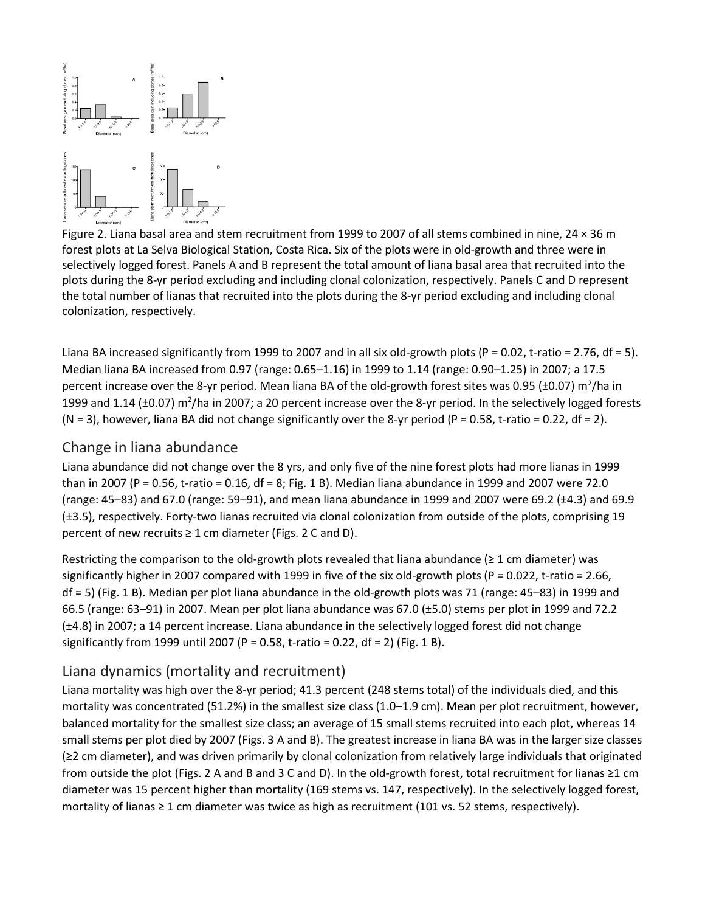Figure 2. Liana basal area and stem recruitment from 1999 to 2007 of all stems combined in nine, 24 × 36 m forest plots at La Selva Biological Station, Costa Rica. Six of the plots were in old-growth and three were in selectively logged forest. Panels A and B represent the total amount of liana basal area that recruited into the plots during the 8-yr period excluding and including clonal colonization, respectively. Panels C and D represent the total number of lianas that recruited into the plots during the 8-yr period excluding and including clonal colonization, respectively.

Liana BA increased significantly from 1999 to 2007 and in all six old-growth plots (P = 0.02, t-ratio = 2.76, df = 5). Median liana BA increased from 0.97 (range: 0.65–1.16) in 1999 to 1.14 (range: 0.90–1.25) in 2007; a 17.5 percent increase over the 8-yr period. Mean liana BA of the old-growth forest sites was 0.95 (±0.07) m$^2$/ha in 1999 and 1.14 (±0.07) m$^2$/ha in 2007; a 20 percent increase over the 8-yr period. In the selectively logged forests (N = 3), however, liana BA did not change significantly over the 8-yr period (P = 0.58, t-ratio = 0.22, df = 2).

## Change in liana abundance

Liana abundance did not change over the 8 yrs, and only five of the nine forest plots had more lianas in 1999 than in 2007 (P = 0.56, t-ratio = 0.16, df = 8; Fig. 1 B). Median liana abundance in 1999 and 2007 were 72.0 (range: 45–83) and 67.0 (range: 59–91), and mean liana abundance in 1999 and 2007 were 69.2 (±4.3) and 69.9 (±3.5), respectively. Forty-two lianas recruited via clonal colonization from outside of the plots, comprising 19 percent of new recruits ≥ 1 cm diameter (Figs. 2 C and D).

Restricting the comparison to the old-growth plots revealed that liana abundance (≥ 1 cm diameter) was significantly higher in 2007 compared with 1999 in five of the six old-growth plots (P = 0.022, t-ratio = 2.66, df = 5) (Fig. 1 B). Median per plot liana abundance in the old-growth plots was 71 (range: 45–83) in 1999 and 66.5 (range: 63–91) in 2007. Mean per plot liana abundance was 67.0 (±5.0) stems per plot in 1999 and 72.2 (±4.8) in 2007; a 14 percent increase. Liana abundance in the selectively logged forest did not change significantly from 1999 until 2007 (P = 0.58, t-ratio = 0.22, df = 2) (Fig. 1 B).

## Liana dynamics (mortality and recruitment)

Liana mortality was high over the 8-yr period; 41.3 percent (248 stems total) of the individuals died, and this mortality was concentrated (51.2%) in the smallest size class (1.0–1.9 cm). Mean per plot recruitment, however, balanced mortality for the smallest size class; an average of 15 small stems recruited into each plot, whereas 14 small stems per plot died by 2007 (Figs. 3 A and B). The greatest increase in liana BA was in the larger size classes (≥2 cm diameter), and was driven primarily by clonal colonization from relatively large individuals that originated from outside the plot (Figs. 2 A and B and 3 C and D). In the old-growth forest, total recruitment for lianas ≥1 cm diameter was 15 percent higher than mortality (169 stems vs. 147, respectively). In the selectively logged forest, mortality of lianas ≥ 1 cm diameter was twice as high as recruitment (101 vs. 52 stems, respectively).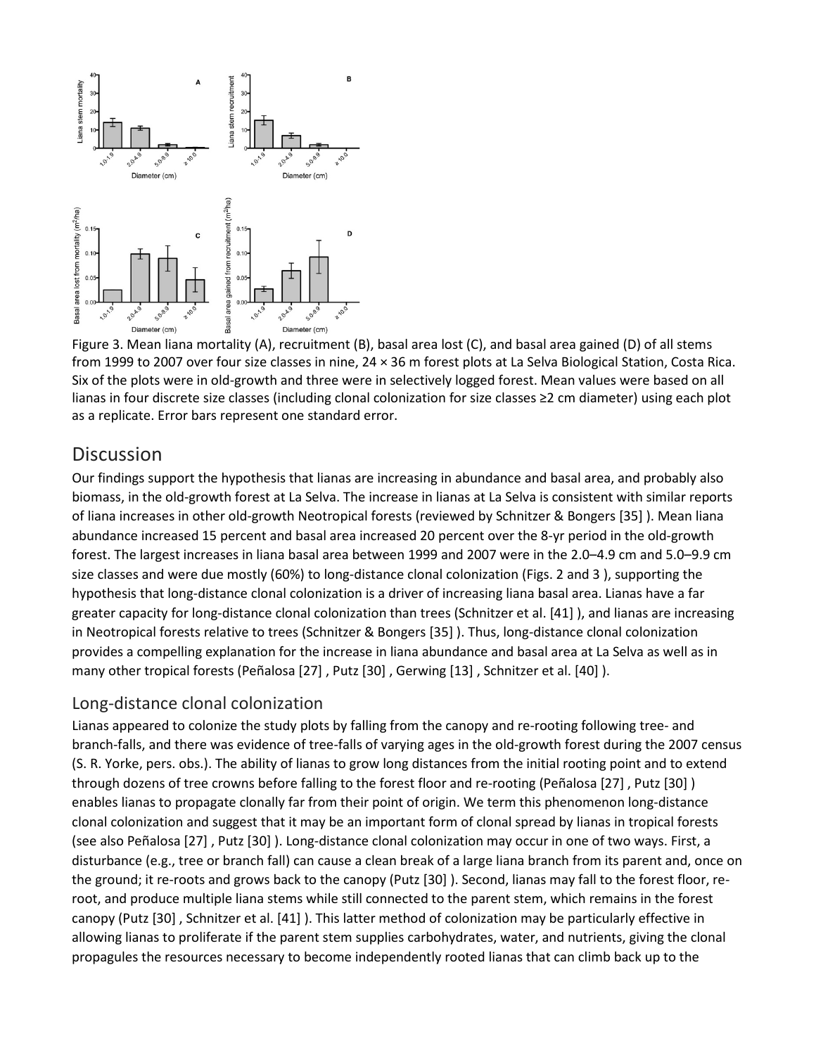Figure 3. Mean liana mortality (A), recruitment (B), basal area lost (C), and basal area gained (D) of all stems from 1999 to 2007 over four size classes in nine, 24 × 36 m forest plots at La Selva Biological Station, Costa Rica. Six of the plots were in old-growth and three were in selectively logged forest. Mean values were based on all lianas in four discrete size classes (including clonal colonization for size classes ≥2 cm diameter) using each plot as a replicate. Error bars represent one standard error.

## Discussion

Our findings support the hypothesis that lianas are increasing in abundance and basal area, and probably also biomass, in the old-growth forest at La Selva. The increase in lianas at La Selva is consistent with similar reports of liana increases in other old-growth Neotropical forests (reviewed by Schnitzer & Bongers [35] ). Mean liana abundance increased 15 percent and basal area increased 20 percent over the 8-yr period in the old-growth forest. The largest increases in liana basal area between 1999 and 2007 were in the 2.0–4.9 cm and 5.0–9.9 cm size classes and were due mostly (60%) to long-distance clonal colonization (Figs. 2 and 3 ), supporting the hypothesis that long-distance clonal colonization is a driver of increasing liana basal area. Lianas have a far greater capacity for long-distance clonal colonization than trees (Schnitzer et al. [41] ), and lianas are increasing in Neotropical forests relative to trees (Schnitzer & Bongers [35] ). Thus, long-distance clonal colonization provides a compelling explanation for the increase in liana abundance and basal area at La Selva as well as in many other tropical forests (Peñalosa [27] , Putz [30] , Gerwing [13] , Schnitzer et al. [40] ).

### Long-distance clonal colonization

Lianas appeared to colonize the study plots by falling from the canopy and re-rooting following tree- and branch-falls, and there was evidence of tree-falls of varying ages in the old-growth forest during the 2007 census (S. R. Yorke, pers. obs.). The ability of lianas to grow long distances from the initial rooting point and to extend through dozens of tree crowns before falling to the forest floor and re-rooting (Peñalosa [27] , Putz [30] ) enables lianas to propagate clonally far from their point of origin. We term this phenomenon long-distance clonal colonization and suggest that it may be an important form of clonal spread by lianas in tropical forests (see also Peñalosa [27] , Putz [30] ). Long-distance clonal colonization may occur in one of two ways. First, a disturbance (e.g., tree or branch fall) can cause a clean break of a large liana branch from its parent and, once on the ground; it re-roots and grows back to the canopy (Putz [30] ). Second, lianas may fall to the forest floor, re-root, and produce multiple liana stems while still connected to the parent stem, which remains in the forest canopy (Putz [30] , Schnitzer et al. [41] ). This latter method of colonization may be particularly effective in allowing lianas to proliferate if the parent stem supplies carbohydrates, water, and nutrients, giving the clonal propagules the resources necessary to become independently rooted lianas that can climb back up to the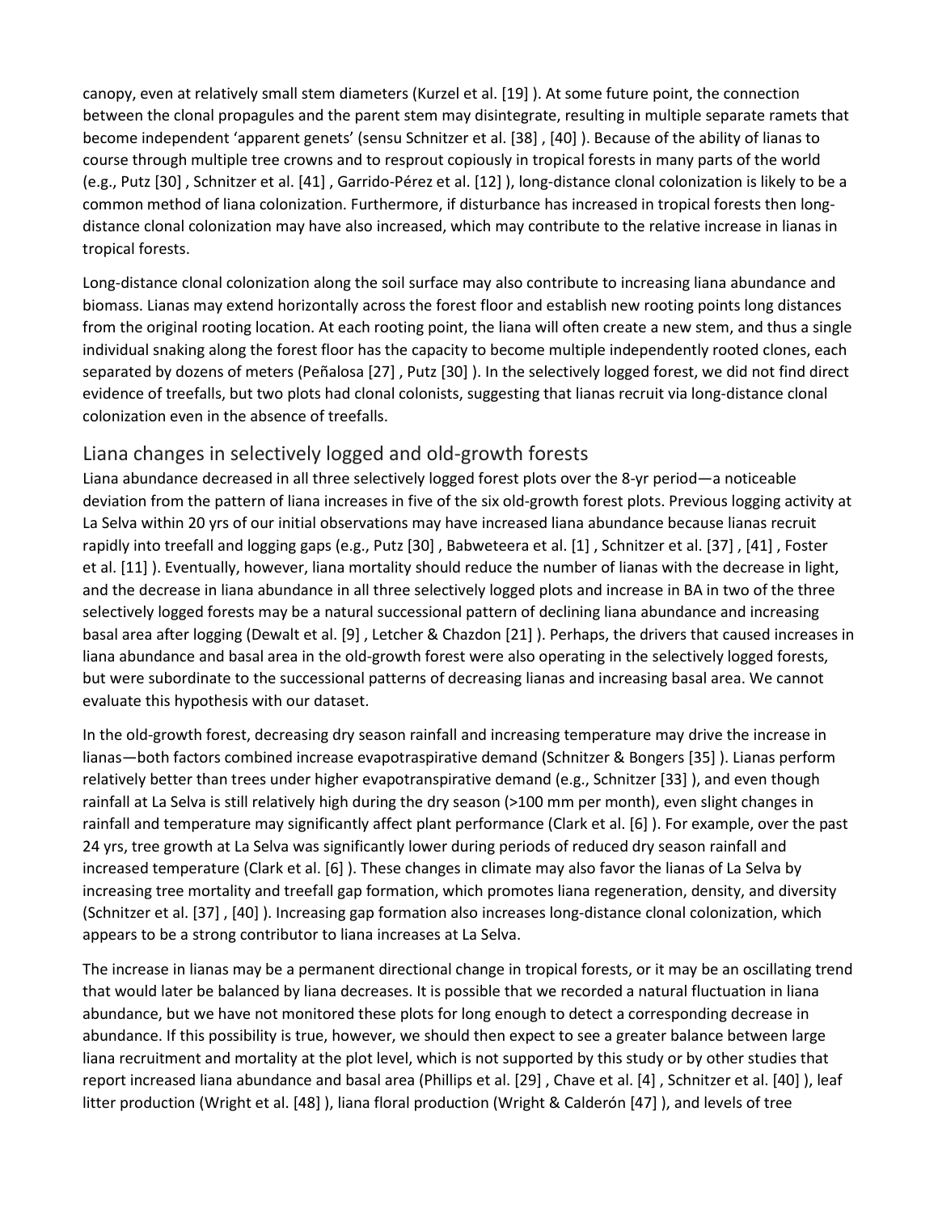canopy, even at relatively small stem diameters (Kurzel et al. [19] ). At some future point, the connection between the clonal propagules and the parent stem may disintegrate, resulting in multiple separate ramets that become independent 'apparent genets' (sensu Schnitzer et al. [38] , [40] ). Because of the ability of lianas to course through multiple tree crowns and to resprout copiously in tropical forests in many parts of the world (e.g., Putz [30] , Schnitzer et al. [41] , Garrido-Pérez et al. [12] ), long-distance clonal colonization is likely to be a common method of liana colonization. Furthermore, if disturbance has increased in tropical forests then long-distance clonal colonization may have also increased, which may contribute to the relative increase in lianas in tropical forests.

Long-distance clonal colonization along the soil surface may also contribute to increasing liana abundance and biomass. Lianas may extend horizontally across the forest floor and establish new rooting points long distances from the original rooting location. At each rooting point, the liana will often create a new stem, and thus a single individual snaking along the forest floor has the capacity to become multiple independently rooted clones, each separated by dozens of meters (Peñalosa [27] , Putz [30] ). In the selectively logged forest, we did not find direct evidence of treefalls, but two plots had clonal colonists, suggesting that lianas recruit via long-distance clonal colonization even in the absence of treefalls.

## Liana changes in selectively logged and old-growth forests

Liana abundance decreased in all three selectively logged forest plots over the 8-yr period—a noticeable deviation from the pattern of liana increases in five of the six old-growth forest plots. Previous logging activity at La Selva within 20 yrs of our initial observations may have increased liana abundance because lianas recruit rapidly into treefall and logging gaps (e.g., Putz [30] , Babweteera et al. [1] , Schnitzer et al. [37] , [41] , Foster et al. [11] ). Eventually, however, liana mortality should reduce the number of lianas with the decrease in light, and the decrease in liana abundance in all three selectively logged plots and increase in BA in two of the three selectively logged forests may be a natural successional pattern of declining liana abundance and increasing basal area after logging (Dewalt et al. [9] , Letcher & Chazdon [21] ). Perhaps, the drivers that caused increases in liana abundance and basal area in the old-growth forest were also operating in the selectively logged forests, but were subordinate to the successional patterns of decreasing lianas and increasing basal area. We cannot evaluate this hypothesis with our dataset.

In the old-growth forest, decreasing dry season rainfall and increasing temperature may drive the increase in lianas—both factors combined increase evapotraspirative demand (Schnitzer & Bongers [35] ). Lianas perform relatively better than trees under higher evapotranspirative demand (e.g., Schnitzer [33] ), and even though rainfall at La Selva is still relatively high during the dry season (>100 mm per month), even slight changes in rainfall and temperature may significantly affect plant performance (Clark et al. [6] ). For example, over the past 24 yrs, tree growth at La Selva was significantly lower during periods of reduced dry season rainfall and increased temperature (Clark et al. [6] ). These changes in climate may also favor the lianas of La Selva by increasing tree mortality and treefall gap formation, which promotes liana regeneration, density, and diversity (Schnitzer et al. [37] , [40] ). Increasing gap formation also increases long-distance clonal colonization, which appears to be a strong contributor to liana increases at La Selva.

The increase in lianas may be a permanent directional change in tropical forests, or it may be an oscillating trend that would later be balanced by liana decreases. It is possible that we recorded a natural fluctuation in liana abundance, but we have not monitored these plots for long enough to detect a corresponding decrease in abundance. If this possibility is true, however, we should then expect to see a greater balance between large liana recruitment and mortality at the plot level, which is not supported by this study or by other studies that report increased liana abundance and basal area (Phillips et al. [29] , Chave et al. [4] , Schnitzer et al. [40] ), leaf litter production (Wright et al. [48] ), liana floral production (Wright & Calderón [47] ), and levels of tree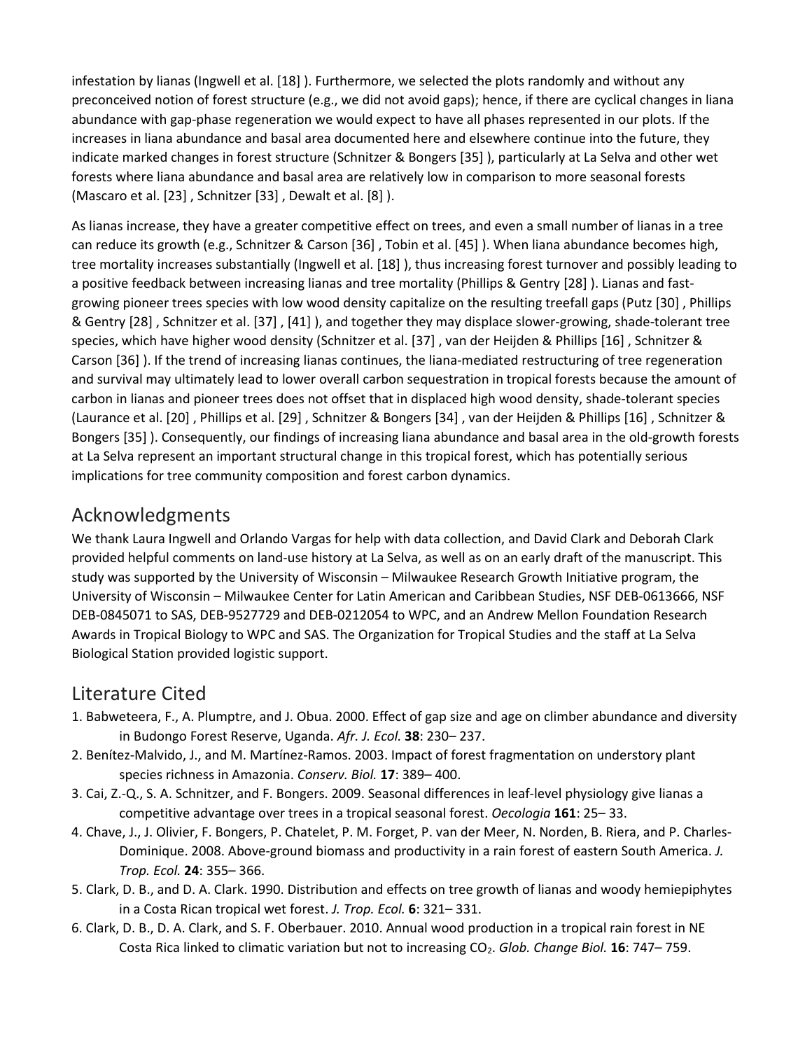infestation by lianas (Ingwell et al. [18] ). Furthermore, we selected the plots randomly and without any preconceived notion of forest structure (e.g., we did not avoid gaps); hence, if there are cyclical changes in liana abundance with gap-phase regeneration we would expect to have all phases represented in our plots. If the increases in liana abundance and basal area documented here and elsewhere continue into the future, they indicate marked changes in forest structure (Schnitzer & Bongers [35] ), particularly at La Selva and other wet forests where liana abundance and basal area are relatively low in comparison to more seasonal forests (Mascaro et al. [23] , Schnitzer [33] , Dewalt et al. [8] ).

As lianas increase, they have a greater competitive effect on trees, and even a small number of lianas in a tree can reduce its growth (e.g., Schnitzer & Carson [36] , Tobin et al. [45] ). When liana abundance becomes high, tree mortality increases substantially (Ingwell et al. [18] ), thus increasing forest turnover and possibly leading to a positive feedback between increasing lianas and tree mortality (Phillips & Gentry [28] ). Lianas and fast-growing pioneer trees species with low wood density capitalize on the resulting treefall gaps (Putz [30] , Phillips & Gentry [28] , Schnitzer et al. [37] , [41] ), and together they may displace slower-growing, shade-tolerant tree species, which have higher wood density (Schnitzer et al. [37] , van der Heijden & Phillips [16] , Schnitzer & Carson [36] ). If the trend of increasing lianas continues, the liana-mediated restructuring of tree regeneration and survival may ultimately lead to lower overall carbon sequestration in tropical forests because the amount of carbon in lianas and pioneer trees does not offset that in displaced high wood density, shade-tolerant species (Laurance et al. [20] , Phillips et al. [29] , Schnitzer & Bongers [34] , van der Heijden & Phillips [16] , Schnitzer & Bongers [35] ). Consequently, our findings of increasing liana abundance and basal area in the old-growth forests at La Selva represent an important structural change in this tropical forest, which has potentially serious implications for tree community composition and forest carbon dynamics.

## Acknowledgments

We thank Laura Ingwell and Orlando Vargas for help with data collection, and David Clark and Deborah Clark provided helpful comments on land-use history at La Selva, as well as on an early draft of the manuscript. This study was supported by the University of Wisconsin – Milwaukee Research Growth Initiative program, the University of Wisconsin – Milwaukee Center for Latin American and Caribbean Studies, NSF DEB-0613666, NSF DEB-0845071 to SAS, DEB-9527729 and DEB-0212054 to WPC, and an Andrew Mellon Foundation Research Awards in Tropical Biology to WPC and SAS. The Organization for Tropical Studies and the staff at La Selva Biological Station provided logistic support.

## Literature Cited

1. Babweteera, F., A. Plumptre, and J. Obua. 2000. Effect of gap size and age on climber abundance and diversity in Budongo Forest Reserve, Uganda. *Afr. J. Ecol.* **38**: 230– 237.
2. Benítez-Malvido, J., and M. Martínez-Ramos. 2003. Impact of forest fragmentation on understory plant species richness in Amazonia. *Conserv. Biol.* **17**: 389– 400.
3. Cai, Z.-Q., S. A. Schnitzer, and F. Bongers. 2009. Seasonal differences in leaf-level physiology give lianas a competitive advantage over trees in a tropical seasonal forest. *Oecologia* **161**: 25– 33.
4. Chave, J., J. Olivier, F. Bongers, P. Chatelet, P. M. Forget, P. van der Meer, N. Norden, B. Riera, and P. Charles-Dominique. 2008. Above-ground biomass and productivity in a rain forest of eastern South America. *J. Trop. Ecol.* **24**: 355– 366.
5. Clark, D. B., and D. A. Clark. 1990. Distribution and effects on tree growth of lianas and woody hemiepiphytes in a Costa Rican tropical wet forest. *J. Trop. Ecol.* **6**: 321– 331.
6. Clark, D. B., D. A. Clark, and S. F. Oberbauer. 2010. Annual wood production in a tropical rain forest in NE Costa Rica linked to climatic variation but not to increasing $CO_2$. *Glob. Change Biol.* **16**: 747– 759.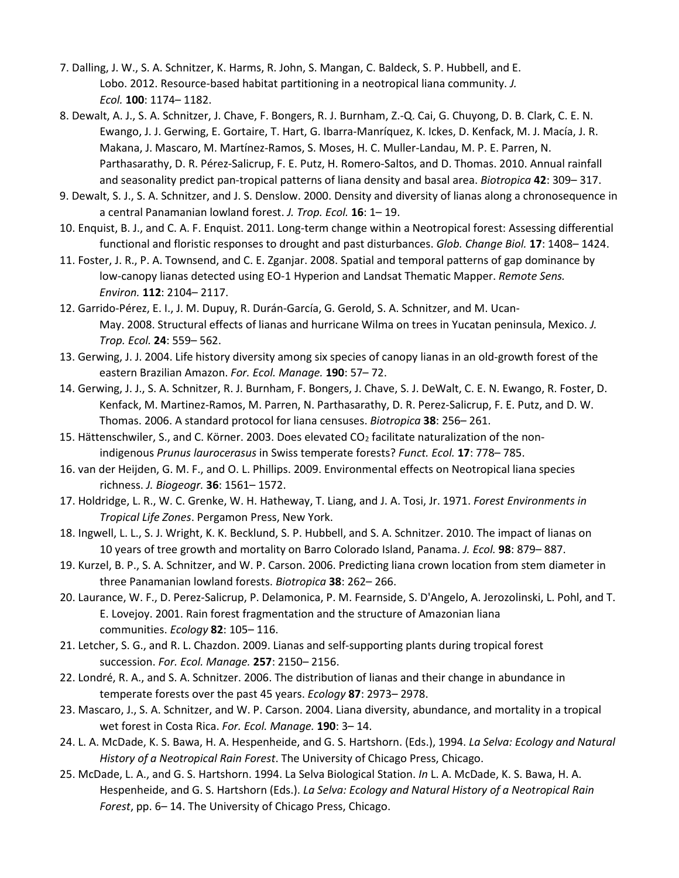7. Dalling, J. W., S. A. Schnitzer, K. Harms, R. John, S. Mangan, C. Baldeck, S. P. Hubbell, and E. Lobo. 2012. Resource-based habitat partitioning in a neotropical liana community. *J. Ecol.* **100**: 1174– 1182.
8. Dewalt, A. J., S. A. Schnitzer, J. Chave, F. Bongers, R. J. Burnham, Z.-Q. Cai, G. Chuyong, D. B. Clark, C. E. N. Ewango, J. J. Gerwing, E. Gortaire, T. Hart, G. Ibarra-Manríquez, K. Ickes, D. Kenfack, M. J. Macía, J. R. Makana, J. Mascaro, M. Martínez-Ramos, S. Moses, H. C. Muller-Landau, M. P. E. Parren, N. Parthasarathy, D. R. Pérez-Salicrup, F. E. Putz, H. Romero-Saltos, and D. Thomas. 2010. Annual rainfall and seasonality predict pan-tropical patterns of liana density and basal area. *Biotropica* **42**: 309– 317.
9. Dewalt, S. J., S. A. Schnitzer, and J. S. Denslow. 2000. Density and diversity of lianas along a chronosequence in a central Panamanian lowland forest. *J. Trop. Ecol.* **16**: 1– 19.
10. Enquist, B. J., and C. A. F. Enquist. 2011. Long-term change within a Neotropical forest: Assessing differential functional and floristic responses to drought and past disturbances. *Glob. Change Biol.* **17**: 1408– 1424.
11. Foster, J. R., P. A. Townsend, and C. E. Zganjar. 2008. Spatial and temporal patterns of gap dominance by low-canopy lianas detected using EO-1 Hyperion and Landsat Thematic Mapper. *Remote Sens. Environ.* **112**: 2104– 2117.
12. Garrido-Pérez, E. I., J. M. Dupuy, R. Durán-García, G. Gerold, S. A. Schnitzer, and M. Ucan-May. 2008. Structural effects of lianas and hurricane Wilma on trees in Yucatan peninsula, Mexico. *J. Trop. Ecol.* **24**: 559– 562.
13. Gerwing, J. J. 2004. Life history diversity among six species of canopy lianas in an old-growth forest of the eastern Brazilian Amazon. *For. Ecol. Manage.* **190**: 57– 72.
14. Gerwing, J. J., S. A. Schnitzer, R. J. Burnham, F. Bongers, J. Chave, S. J. DeWalt, C. E. N. Ewango, R. Foster, D. Kenfack, M. Martinez-Ramos, M. Parren, N. Parthasarathy, D. R. Perez-Salicrup, F. E. Putz, and D. W. Thomas. 2006. A standard protocol for liana censuses. *Biotropica* **38**: 256– 261.
15. Hättenschwiler, S., and C. Körner. 2003. Does elevated $CO_2$ facilitate naturalization of the non-indigenous *Prunus laurocerasus* in Swiss temperate forests? *Funct. Ecol.* **17**: 778– 785.
16. van der Heijden, G. M. F., and O. L. Phillips. 2009. Environmental effects on Neotropical liana species richness. *J. Biogeogr.* **36**: 1561– 1572.
17. Holdridge, L. R., W. C. Grenke, W. H. Hatheway, T. Liang, and J. A. Tosi, Jr. 1971. *Forest Environments in Tropical Life Zones*. Pergamon Press, New York.
18. Ingwell, L. L., S. J. Wright, K. K. Becklund, S. P. Hubbell, and S. A. Schnitzer. 2010. The impact of lianas on 10 years of tree growth and mortality on Barro Colorado Island, Panama. *J. Ecol.* **98**: 879– 887.
19. Kurzel, B. P., S. A. Schnitzer, and W. P. Carson. 2006. Predicting liana crown location from stem diameter in three Panamanian lowland forests. *Biotropica* **38**: 262– 266.
20. Laurance, W. F., D. Perez-Salicrup, P. Delamonica, P. M. Fearnside, S. D'Angelo, A. Jerozolinski, L. Pohl, and T. E. Lovejoy. 2001. Rain forest fragmentation and the structure of Amazonian liana communities. *Ecology* **82**: 105– 116.
21. Letcher, S. G., and R. L. Chazdon. 2009. Lianas and self-supporting plants during tropical forest succession. *For. Ecol. Manage.* **257**: 2150– 2156.
22. Londré, R. A., and S. A. Schnitzer. 2006. The distribution of lianas and their change in abundance in temperate forests over the past 45 years. *Ecology* **87**: 2973– 2978.
23. Mascaro, J., S. A. Schnitzer, and W. P. Carson. 2004. Liana diversity, abundance, and mortality in a tropical wet forest in Costa Rica. *For. Ecol. Manage.* **190**: 3– 14.
24. L. A. McDade, K. S. Bawa, H. A. Hespenheide, and G. S. Hartshorn. (Eds.), 1994. *La Selva: Ecology and Natural History of a Neotropical Rain Forest*. The University of Chicago Press, Chicago.
25. McDade, L. A., and G. S. Hartshorn. 1994. La Selva Biological Station. *In* L. A. McDade, K. S. Bawa, H. A. Hespenheide, and G. S. Hartshorn (Eds.). *La Selva: Ecology and Natural History of a Neotropical Rain Forest*, pp. 6– 14. The University of Chicago Press, Chicago.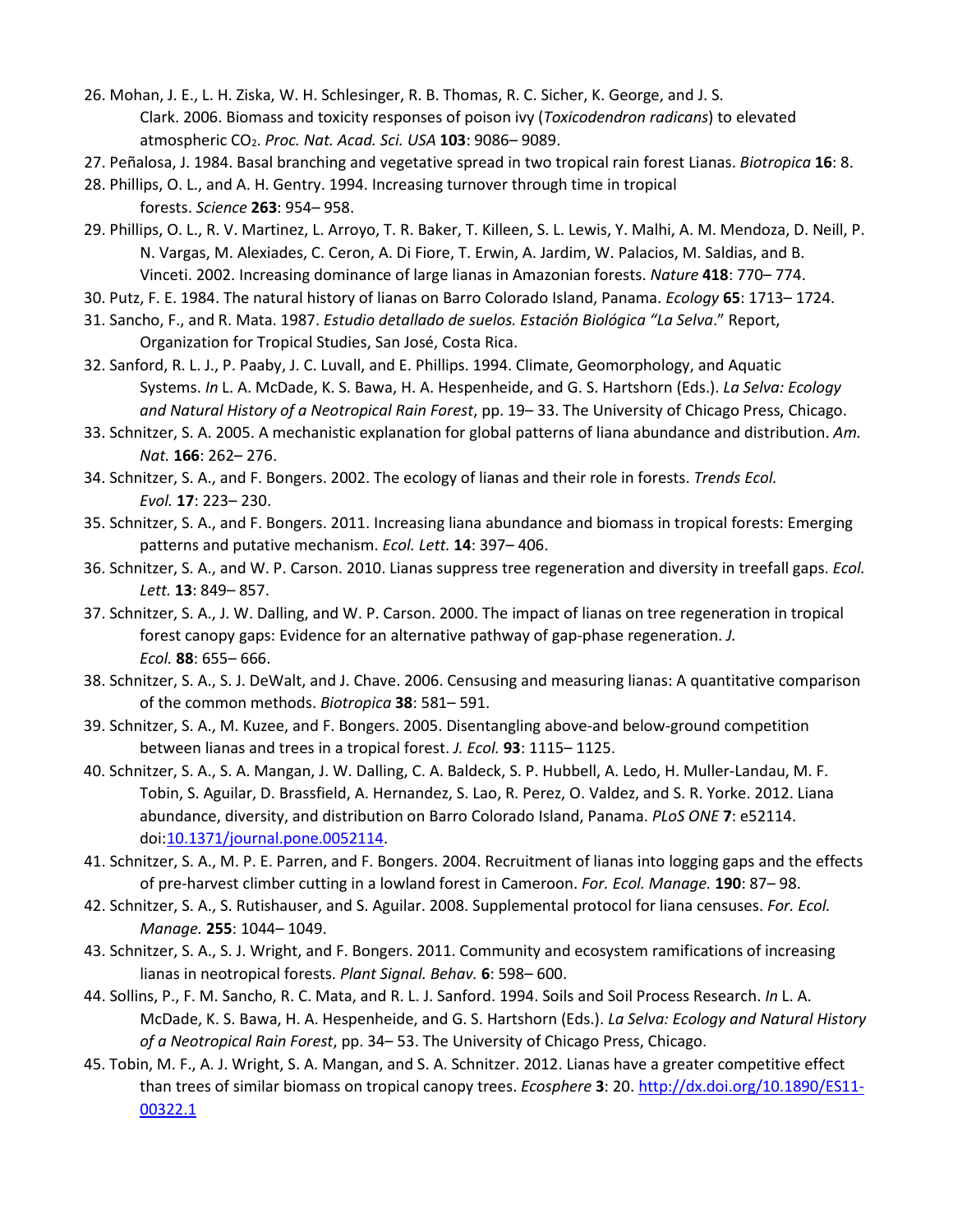26. Mohan, J. E., L. H. Ziska, W. H. Schlesinger, R. B. Thomas, R. C. Sicher, K. George, and J. S. Clark. 2006. Biomass and toxicity responses of poison ivy (*Toxicodendron radicans*) to elevated atmospheric $CO_2$. *Proc. Nat. Acad. Sci. USA* **103**: 9086– 9089.
27. Peñalosa, J. 1984. Basal branching and vegetative spread in two tropical rain forest Lianas. *Biotropica* **16**: 8.
28. Phillips, O. L., and A. H. Gentry. 1994. Increasing turnover through time in tropical forests. *Science* **263**: 954– 958.
29. Phillips, O. L., R. V. Martinez, L. Arroyo, T. R. Baker, T. Killeen, S. L. Lewis, Y. Malhi, A. M. Mendoza, D. Neill, P. N. Vargas, M. Alexiades, C. Ceron, A. Di Fiore, T. Erwin, A. Jardim, W. Palacios, M. Saldias, and B. Vinceti. 2002. Increasing dominance of large lianas in Amazonian forests. *Nature* **418**: 770– 774.
30. Putz, F. E. 1984. The natural history of lianas on Barro Colorado Island, Panama. *Ecology* **65**: 1713– 1724.
31. Sancho, F., and R. Mata. 1987. *Estudio detallado de suelos. Estación Biológica "La Selva*." Report, Organization for Tropical Studies, San José, Costa Rica.
32. Sanford, R. L. J., P. Paaby, J. C. Luvall, and E. Phillips. 1994. Climate, Geomorphology, and Aquatic Systems. *In* L. A. McDade, K. S. Bawa, H. A. Hespenheide, and G. S. Hartshorn (Eds.). *La Selva: Ecology and Natural History of a Neotropical Rain Forest*, pp. 19– 33. The University of Chicago Press, Chicago.
33. Schnitzer, S. A. 2005. A mechanistic explanation for global patterns of liana abundance and distribution. *Am. Nat.* **166**: 262– 276.
34. Schnitzer, S. A., and F. Bongers. 2002. The ecology of lianas and their role in forests. *Trends Ecol. Evol.* **17**: 223– 230.
35. Schnitzer, S. A., and F. Bongers. 2011. Increasing liana abundance and biomass in tropical forests: Emerging patterns and putative mechanism. *Ecol. Lett.* **14**: 397– 406.
36. Schnitzer, S. A., and W. P. Carson. 2010. Lianas suppress tree regeneration and diversity in treefall gaps. *Ecol. Lett.* **13**: 849– 857.
37. Schnitzer, S. A., J. W. Dalling, and W. P. Carson. 2000. The impact of lianas on tree regeneration in tropical forest canopy gaps: Evidence for an alternative pathway of gap-phase regeneration. *J. Ecol.* **88**: 655– 666.
38. Schnitzer, S. A., S. J. DeWalt, and J. Chave. 2006. Censusing and measuring lianas: A quantitative comparison of the common methods. *Biotropica* **38**: 581– 591.
39. Schnitzer, S. A., M. Kuzee, and F. Bongers. 2005. Disentangling above-and below-ground competition between lianas and trees in a tropical forest. *J. Ecol.* **93**: 1115– 1125.
40. Schnitzer, S. A., S. A. Mangan, J. W. Dalling, C. A. Baldeck, S. P. Hubbell, A. Ledo, H. Muller-Landau, M. F. Tobin, S. Aguilar, D. Brassfield, A. Hernandez, S. Lao, R. Perez, O. Valdez, and S. R. Yorke. 2012. Liana abundance, diversity, and distribution on Barro Colorado Island, Panama. *PLoS ONE* **7**: e52114. doi:10.1371/journal.pone.0052114.
41. Schnitzer, S. A., M. P. E. Parren, and F. Bongers. 2004. Recruitment of lianas into logging gaps and the effects of pre-harvest climber cutting in a lowland forest in Cameroon. *For. Ecol. Manage.* **190**: 87– 98.
42. Schnitzer, S. A., S. Rutishauser, and S. Aguilar. 2008. Supplemental protocol for liana censuses. *For. Ecol. Manage.* **255**: 1044– 1049.
43. Schnitzer, S. A., S. J. Wright, and F. Bongers. 2011. Community and ecosystem ramifications of increasing lianas in neotropical forests. *Plant Signal. Behav.* **6**: 598– 600.
44. Sollins, P., F. M. Sancho, R. C. Mata, and R. L. J. Sanford. 1994. Soils and Soil Process Research. *In* L. A. McDade, K. S. Bawa, H. A. Hespenheide, and G. S. Hartshorn (Eds.). *La Selva: Ecology and Natural History of a Neotropical Rain Forest*, pp. 34– 53. The University of Chicago Press, Chicago.
45. Tobin, M. F., A. J. Wright, S. A. Mangan, and S. A. Schnitzer. 2012. Lianas have a greater competitive effect than trees of similar biomass on tropical canopy trees. *Ecosphere* **3**: 20. http://dx.doi.org/10.1890/ES11-00322.1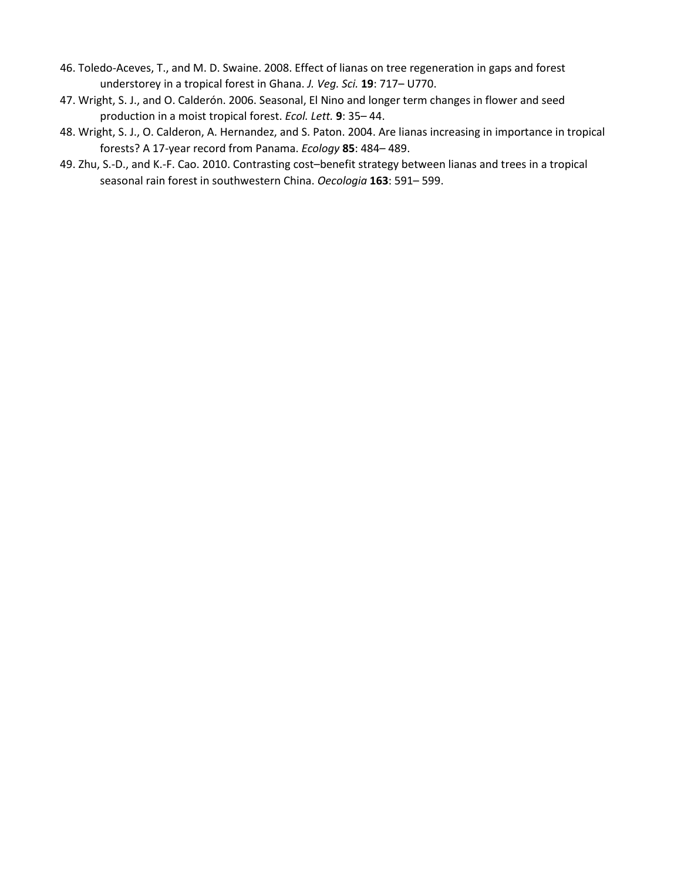46. Toledo-Aceves, T., and M. D. Swaine. 2008. Effect of lianas on tree regeneration in gaps and forest understorey in a tropical forest in Ghana. *J. Veg. Sci.* **19**: 717– U770.
47. Wright, S. J., and O. Calderón. 2006. Seasonal, El Nino and longer term changes in flower and seed production in a moist tropical forest. *Ecol. Lett.* **9**: 35– 44.
48. Wright, S. J., O. Calderon, A. Hernandez, and S. Paton. 2004. Are lianas increasing in importance in tropical forests? A 17-year record from Panama. *Ecology* **85**: 484– 489.
49. Zhu, S.-D., and K.-F. Cao. 2010. Contrasting cost–benefit strategy between lianas and trees in a tropical seasonal rain forest in southwestern China. *Oecologia* **163**: 591– 599.